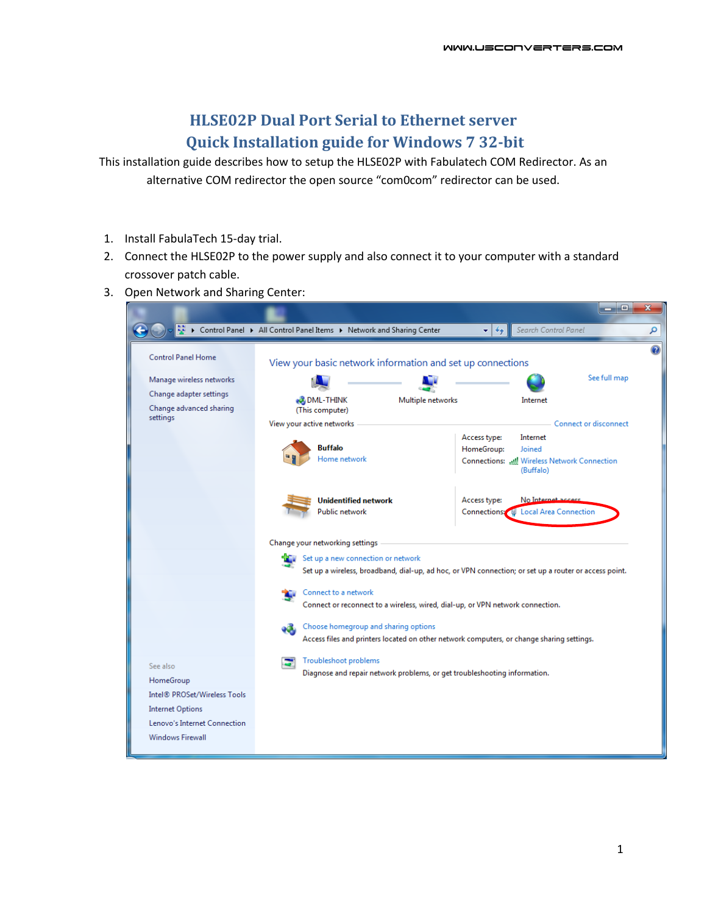# HLSE02P Dual Port Serial to Ethernet server
# Quick Installation guide for Windows 7 32-bit

This installation guide describes how to setup the HLSE02P with Fabulatech COM Redirector. As an alternative COM redirector the open source “com0com” redirector can be used.

1. Install FabulaTech 15-day trial.
2. Connect the HLSE02P to the power supply and also connect it to your computer with a standard crossover patch cable.
3. Open Network and Sharing Center: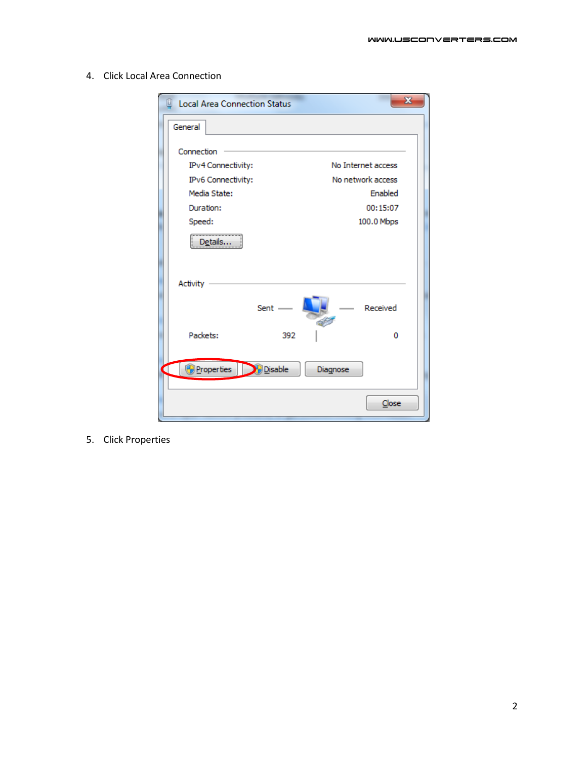4. Click Local Area Connection

5. Click Properties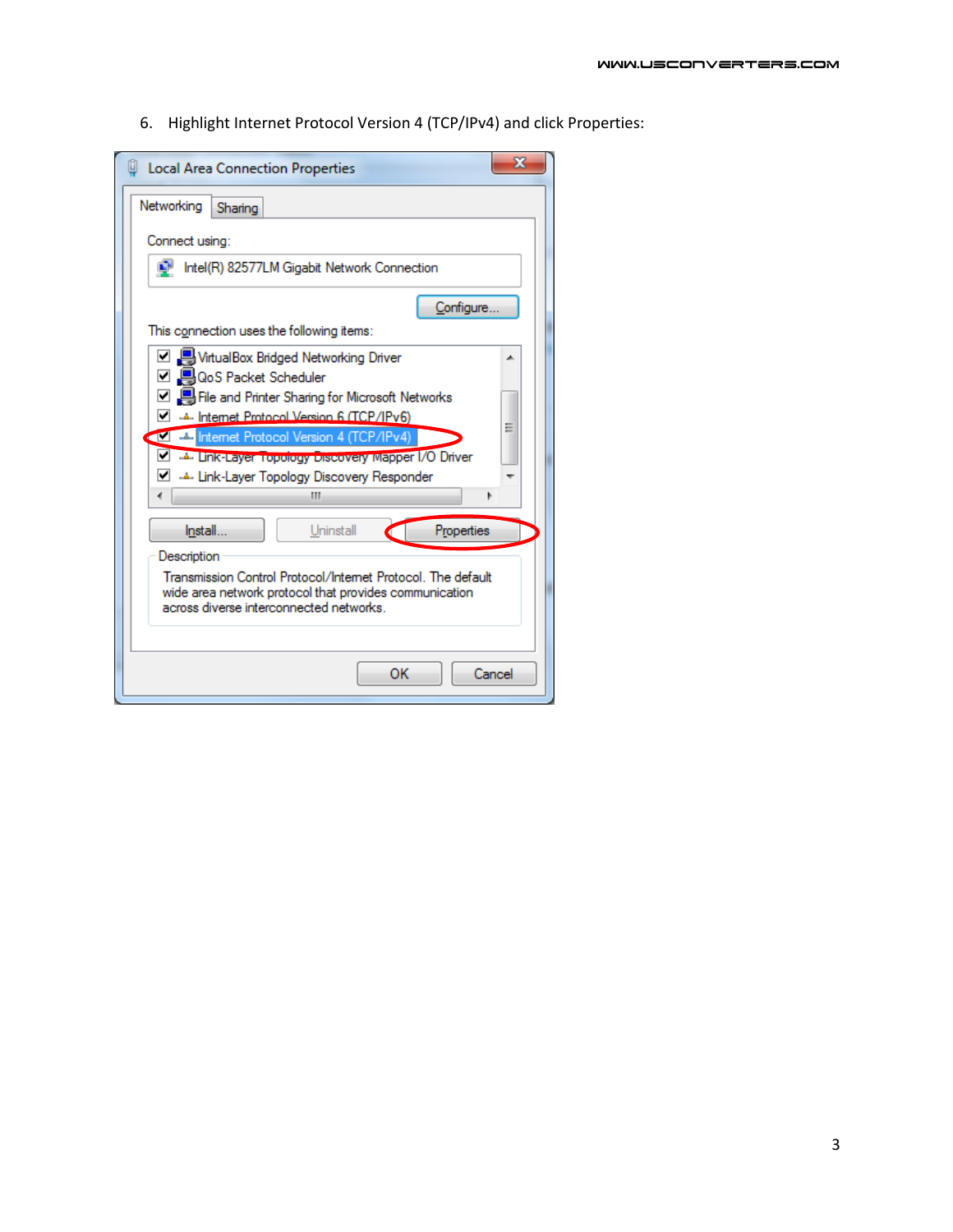6. Highlight Internet Protocol Version 4 (TCP/IPv4) and click Properties: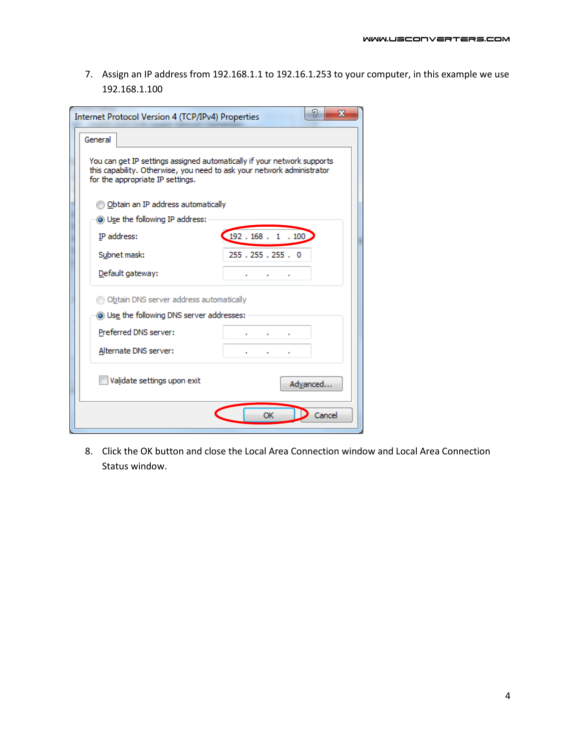7. Assign an IP address from 192.168.1.1 to 192.16.1.253 to your computer, in this example we use 192.168.1.100

8. Click the OK button and close the Local Area Connection window and Local Area Connection Status window.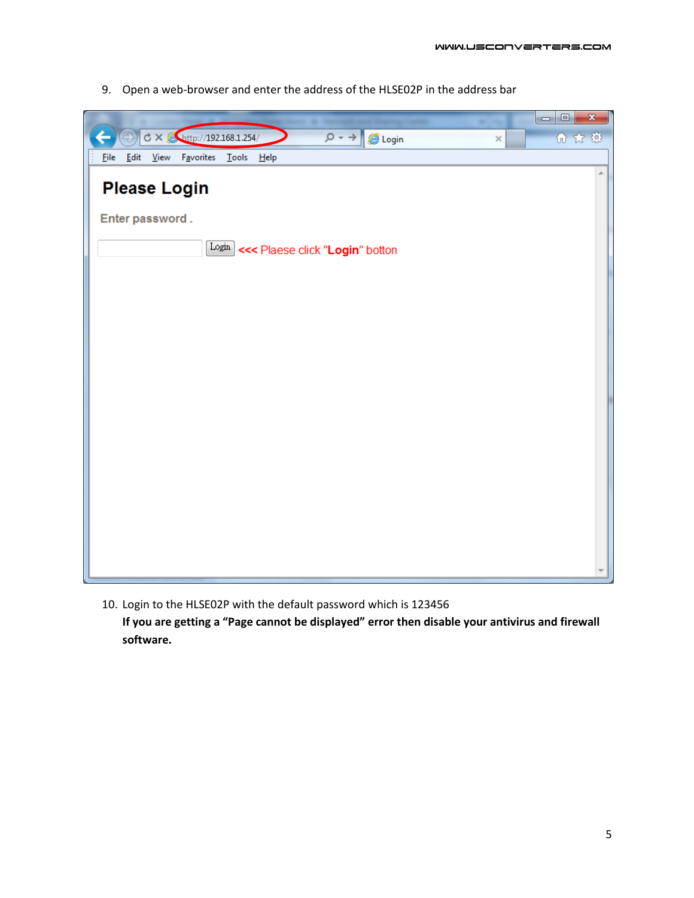9. Open a web-browser and enter the address of the HLSE02P in the address bar

10. Login to the HLSE02P with the default password which is 123456
    **If you are getting a "Page cannot be displayed" error then disable your antivirus and firewall software.**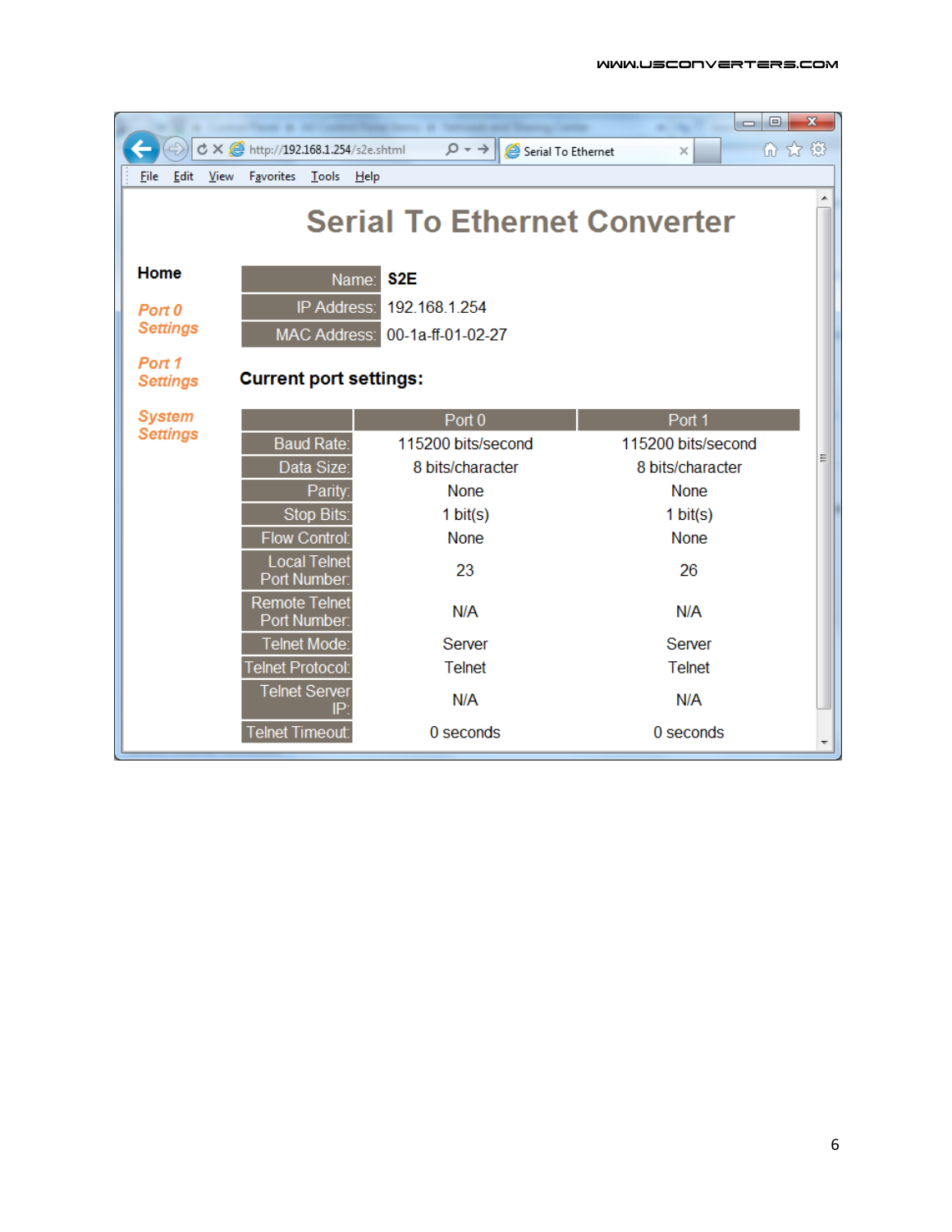Serial To Ethernet Converter

**Home**

*Port 0 Settings*

*Port 1 Settings*

*System Settings*

| Name: | **S2E** |
|---|---|
| IP Address: | 192.168.1.254 |
| MAC Address: | 00-1a-ff-01-02-27 |

**Current port settings:**

| | Port 0 | Port 1 |
|---|---|---|
| Baud Rate: | 115200 bits/second | 115200 bits/second |
| Data Size: | 8 bits/character | 8 bits/character |
| Parity: | None | None |
| Stop Bits: | 1 bit(s) | 1 bit(s) |
| Flow Control: | None | None |
| Local Telnet Port Number: | 23 | 26 |
| Remote Telnet Port Number: | N/A | N/A |
| Telnet Mode: | Server | Server |
| Telnet Protocol: | Telnet | Telnet |
| Telnet Server IP: | N/A | N/A |
| Telnet Timeout: | 0 seconds | 0 seconds |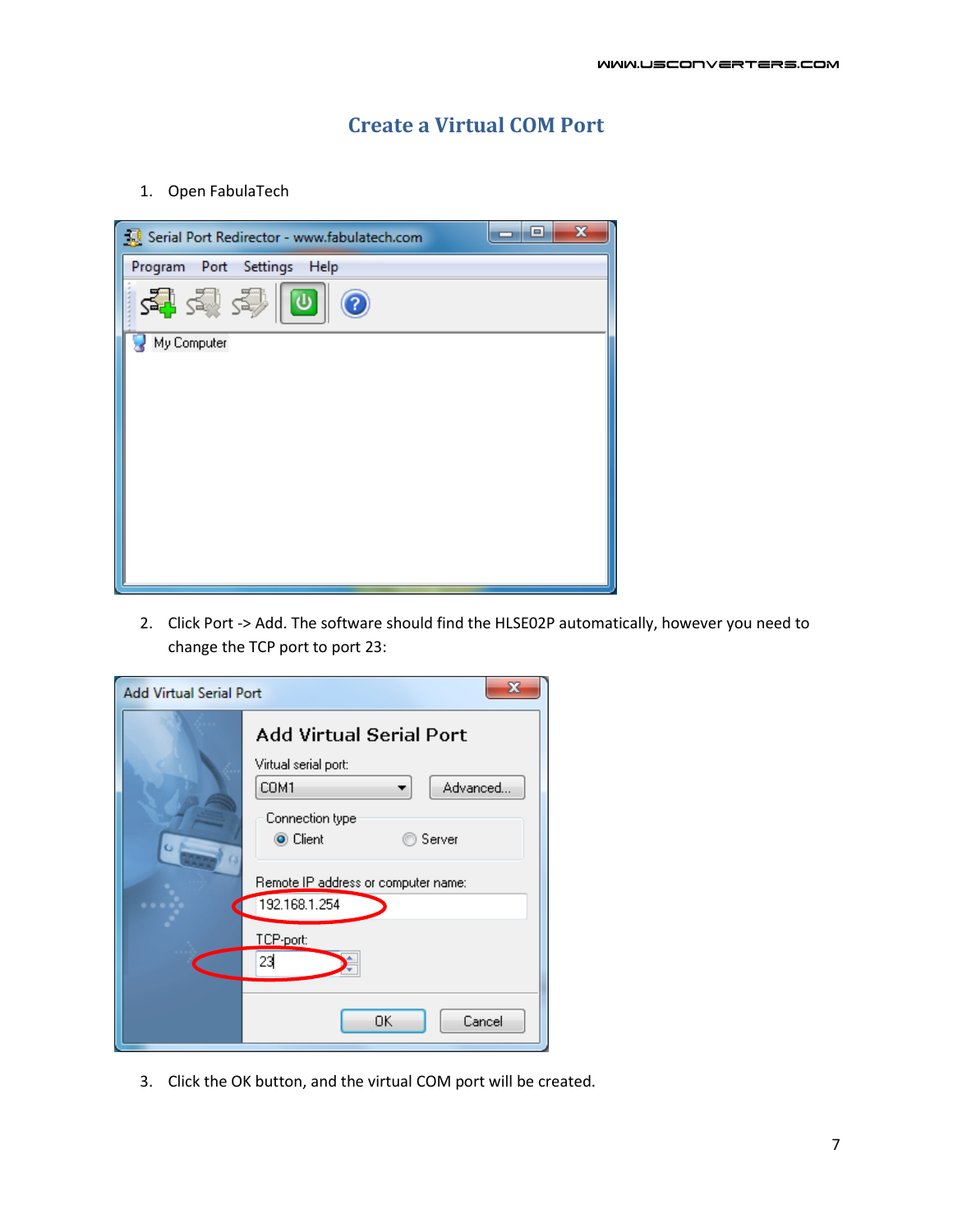# Create a Virtual COM Port

1. Open FabulaTech

2. Click Port -> Add. The software should find the HLSE02P automatically, however you need to change the TCP port to port 23:

3. Click the OK button, and the virtual COM port will be created.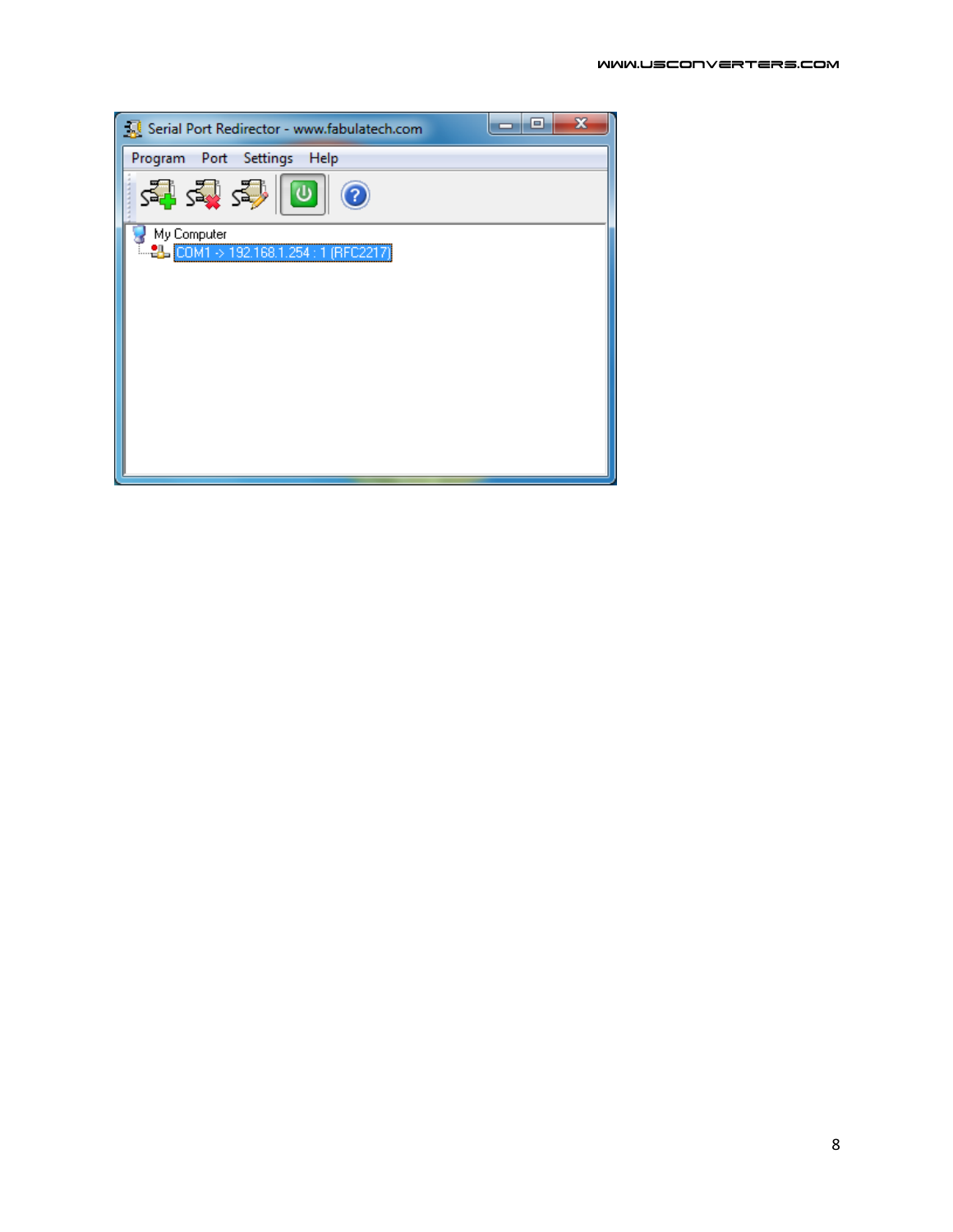Serial Port Redirector - www.fabulatech.com

Program Port Settings Help

My Computer

COM1 -> 192.168.1.254 : 1 (RFC2217)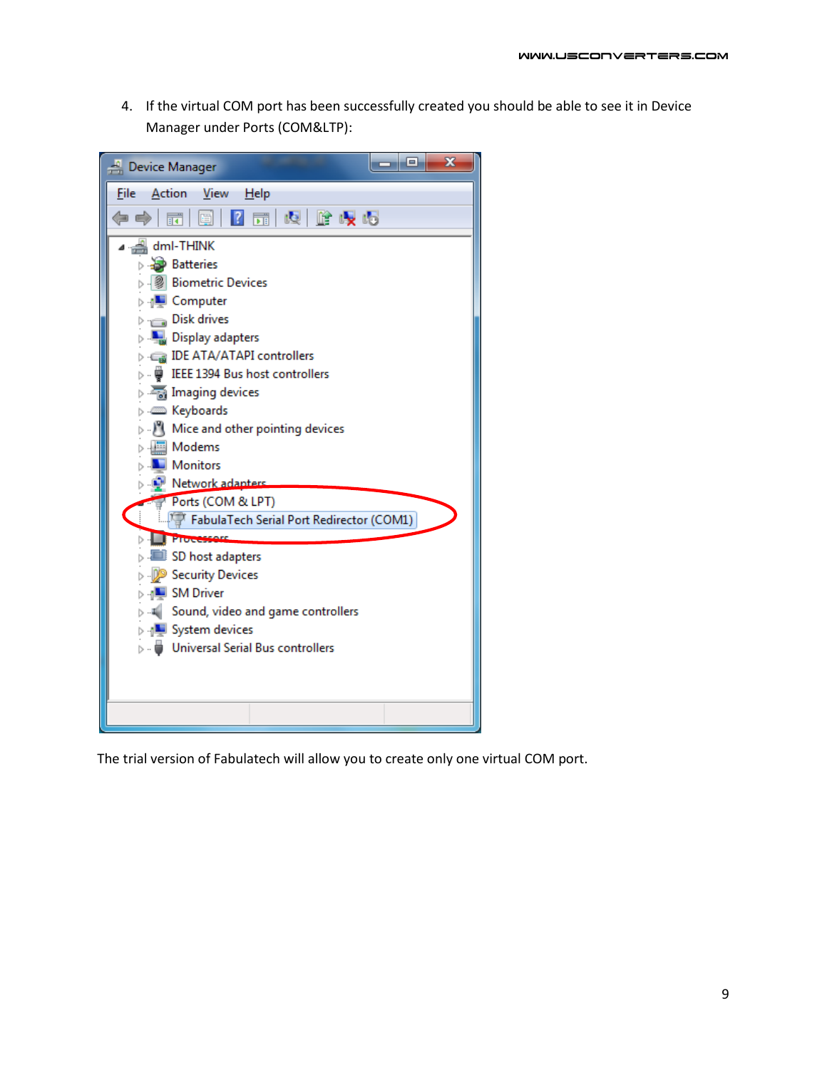4. If the virtual COM port has been successfully created you should be able to see it in Device Manager under Ports (COM&LTP):

The trial version of Fabulatech will allow you to create only one virtual COM port.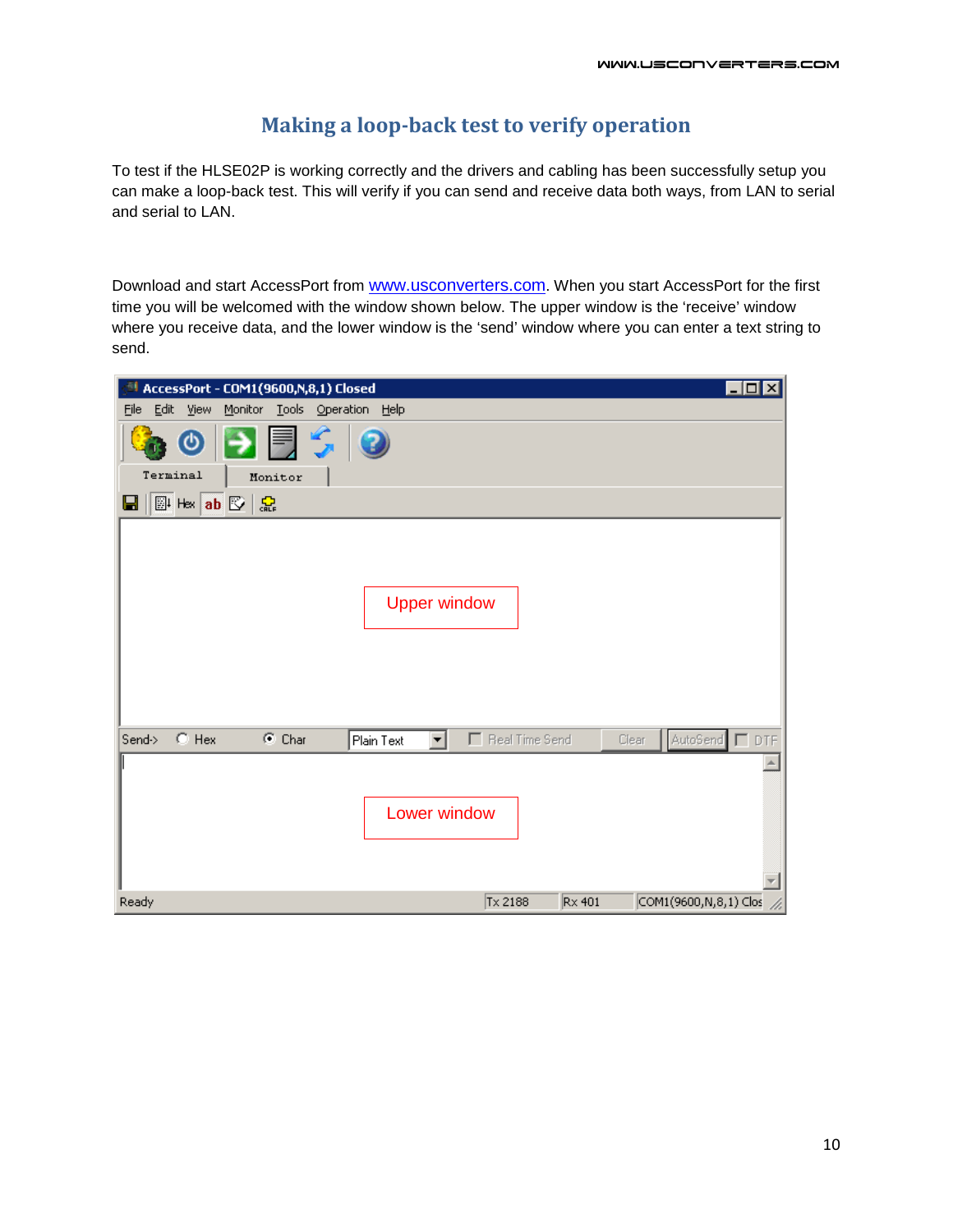# Making a loop-back test to verify operation

To test if the HLSE02P is working correctly and the drivers and cabling has been successfully setup you can make a loop-back test. This will verify if you can send and receive data both ways, from LAN to serial and serial to LAN.

Download and start AccessPort from www.usconverters.com. When you start AccessPort for the first time you will be welcomed with the window shown below. The upper window is the 'receive' window where you receive data, and the lower window is the 'send' window where you can enter a text string to send.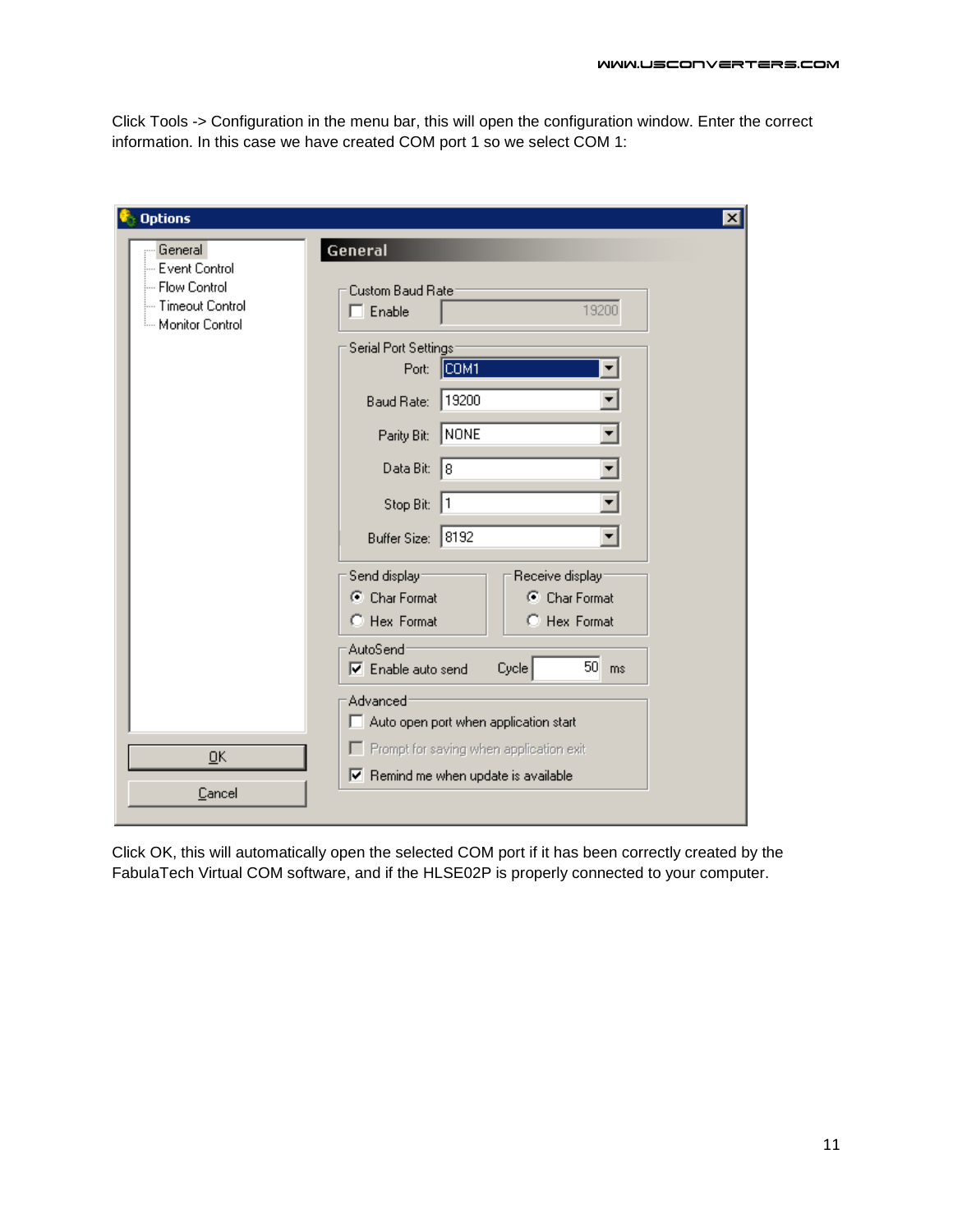Click Tools -> Configuration in the menu bar, this will open the configuration window. Enter the correct information. In this case we have created COM port 1 so we select COM 1:

Click OK, this will automatically open the selected COM port if it has been correctly created by the FabulaTech Virtual COM software, and if the HLSE02P is properly connected to your computer.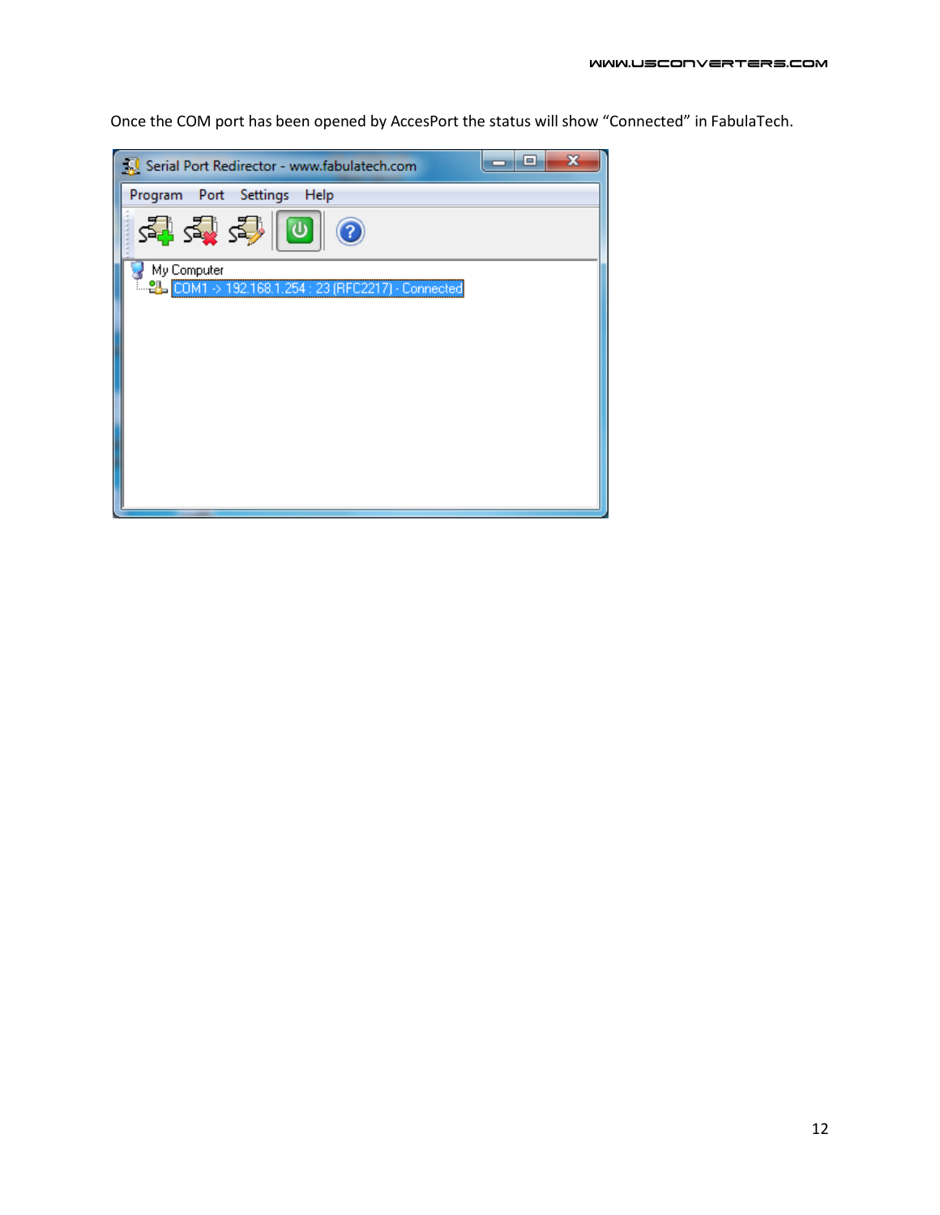Once the COM port has been opened by AccesPort the status will show “Connected” in FabulaTech.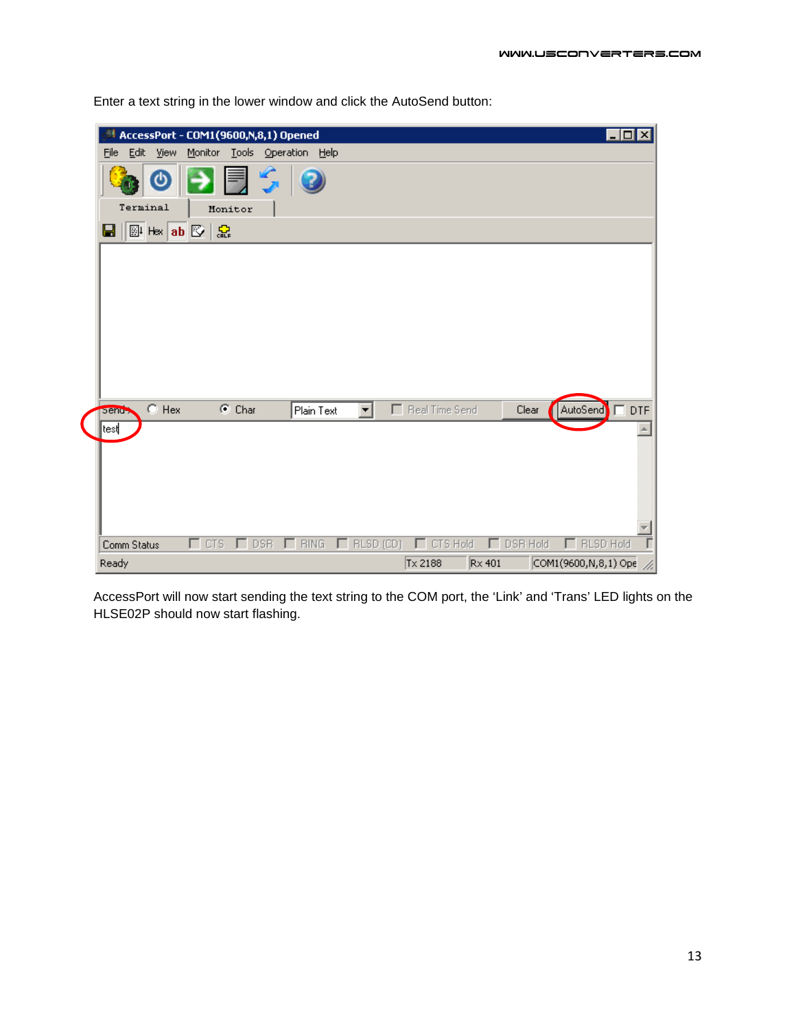Enter a text string in the lower window and click the AutoSend button:

AccessPort will now start sending the text string to the COM port, the ‘Link’ and ‘Trans’ LED lights on the HLSE02P should now start flashing.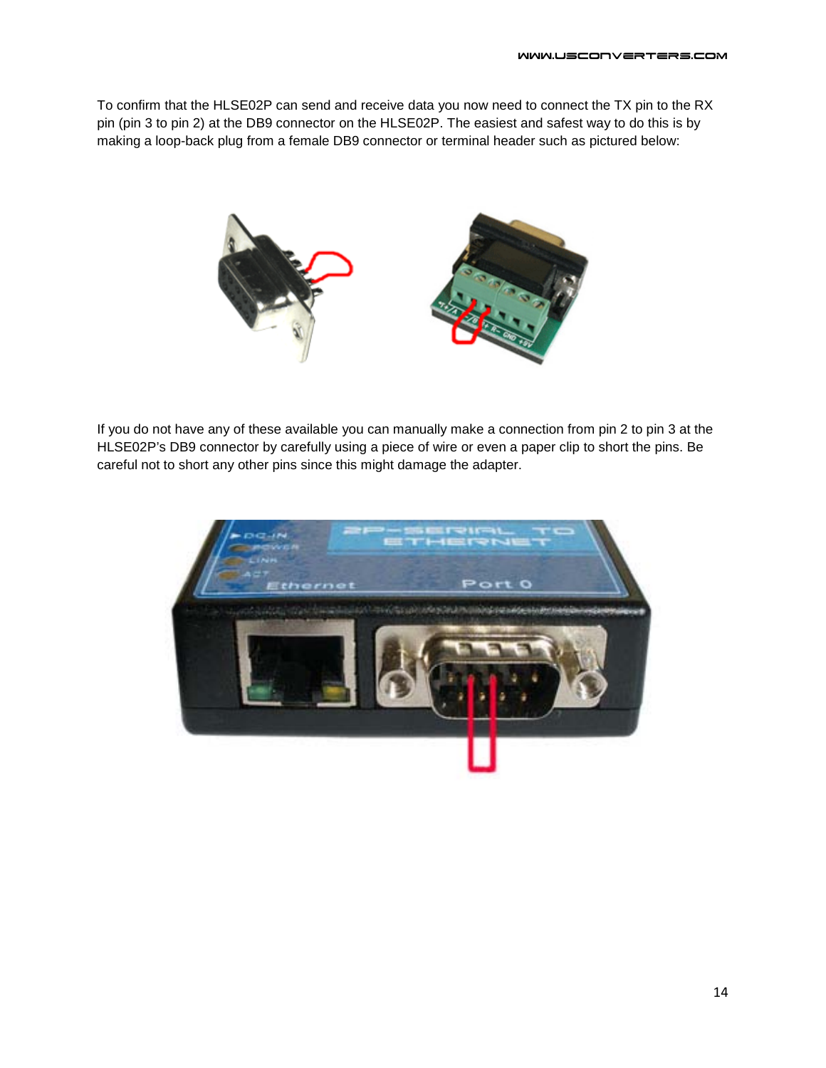To confirm that the HLSE02P can send and receive data you now need to connect the TX pin to the RX pin (pin 3 to pin 2) at the DB9 connector on the HLSE02P. The easiest and safest way to do this is by making a loop-back plug from a female DB9 connector or terminal header such as pictured below:

If you do not have any of these available you can manually make a connection from pin 2 to pin 3 at the HLSE02P's DB9 connector by carefully using a piece of wire or even a paper clip to short the pins. Be careful not to short any other pins since this might damage the adapter.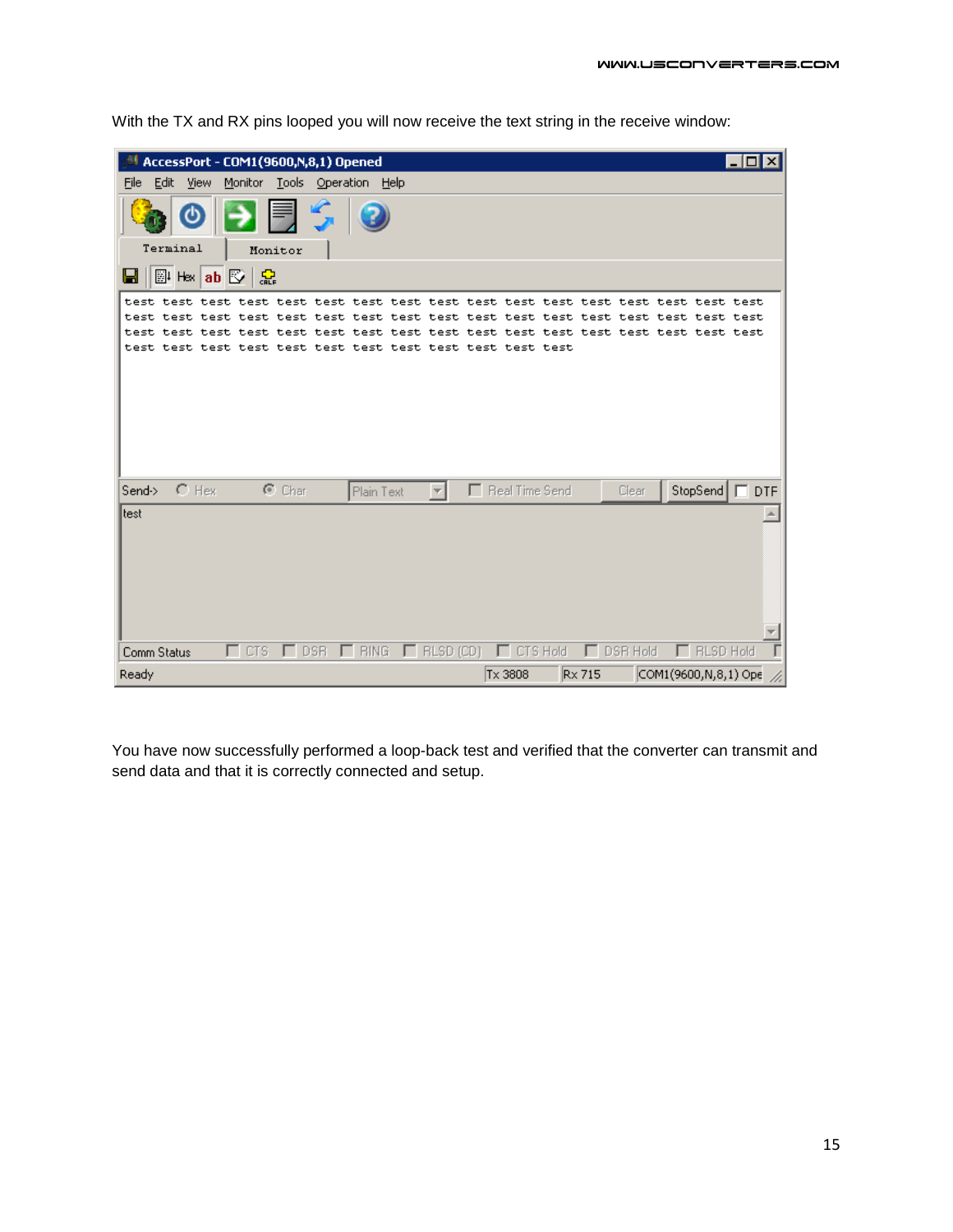With the TX and RX pins looped you will now receive the text string in the receive window:

You have now successfully performed a loop-back test and verified that the converter can transmit and send data and that it is correctly connected and setup.